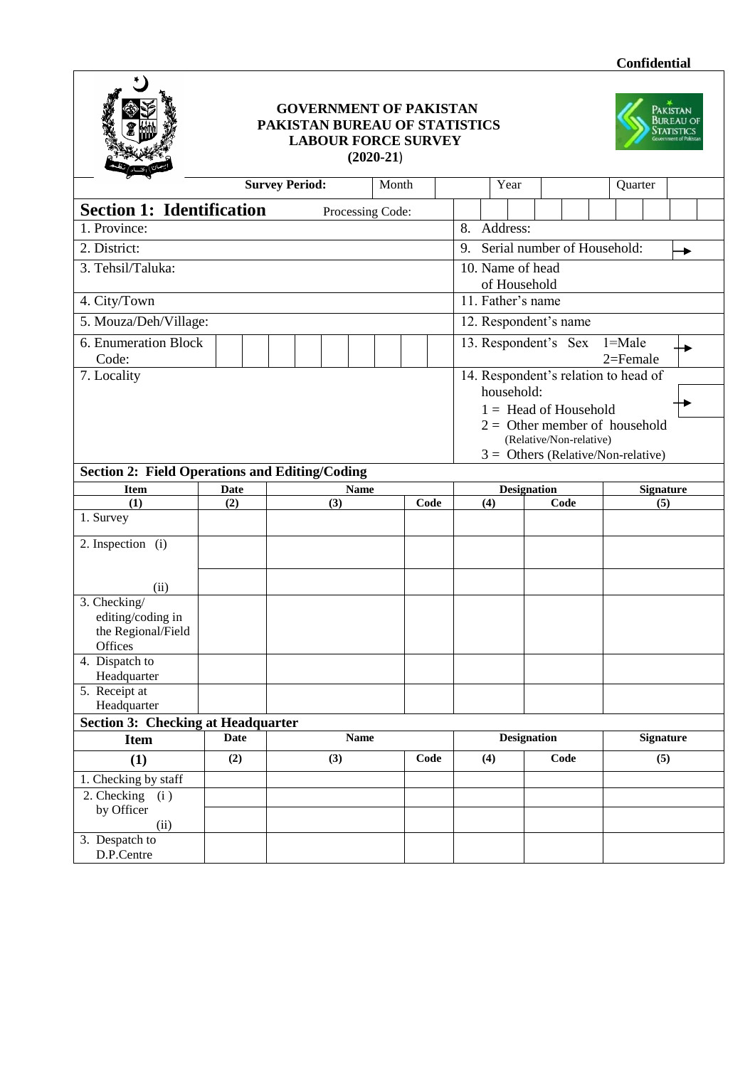**Confidential**

**GOVERNMENT OF PAKISTAN**
**PAKISTAN BUREAU OF STATISTICS**
**LABOUR FORCE SURVEY**
**(2020-21)**

| **Survey Period:** | Month | | Year | | Quarter | |
|---|---|---|---|---|---|---|

## Section 1: Identification

Processing Code:

| | |
|---|---|
| 1. Province: | 8. Address: |
| 2. District: | 9. Serial number of Household: → |
| 3. Tehsil/Taluka: | 10. Name of head of Household |
| 4. City/Town | 11. Father's name |
| 5. Mouza/Deh/Village: | 12. Respondent's name |
| 6. Enumeration Block Code: | 13. Respondent's Sex 1=Male 2=Female → |
| 7. Locality | 14. Respondent's relation to head of household: → 1 = Head of Household 2 = Other member of household (Relative/Non-relative) 3 = Others (Relative/Non-relative) |

## Section 2: Field Operations and Editing/Coding

| Item | Date | Name | Code | Designation | Code | Signature |
|---|---|---|---|---|---|---|
| (1) | (2) | (3) | | (4) | | (5) |
| 1. Survey | | | | | | |
| 2. Inspection (i) | | | | | | |
| (ii) | | | | | | |
| 3. Checking/ editing/coding in the Regional/Field Offices | | | | | | |
| 4. Dispatch to Headquarter | | | | | | |
| 5. Receipt at Headquarter | | | | | | |

## Section 3: Checking at Headquarter

| Item | Date | Name | Code | Designation | Code | Signature |
|---|---|---|---|---|---|---|
| (1) | (2) | (3) | | (4) | | (5) |
| 1. Checking by staff | | | | | | |
| 2. Checking (i) by Officer | | | | | | |
| (ii) | | | | | | |
| 3. Despatch to D.P.Centre | | | | | | |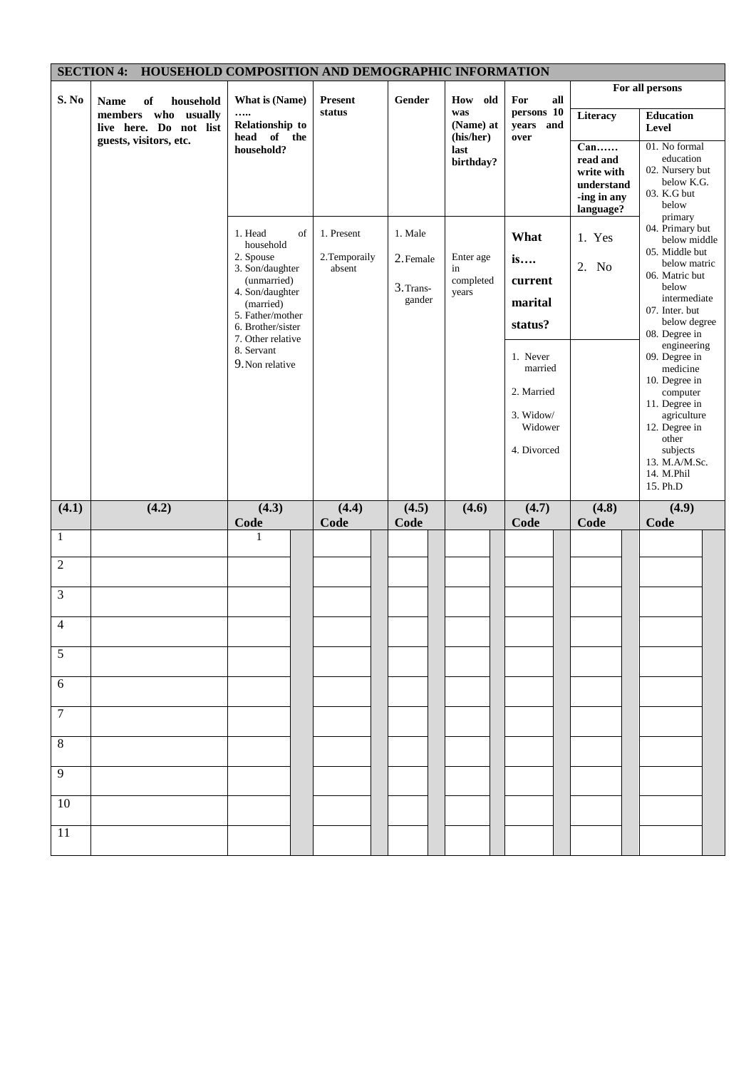## SECTION 4: HOUSEHOLD COMPOSITION AND DEMOGRAPHIC INFORMATION

| S. No | Name of household members who usually live here. Do not list guests, visitors, etc. | What is (Name) ….. Relationship to head of the household? | Present status | Gender | How old was (Name) at (his/her) last birthday? | For all persons 10 years and over | For all persons | |
|---|---|---|---|---|---|---|---|---|
| | | | | | | | Literacy | Education Level |
| | | | | | | | Can…… read and write with understand-ing in any language? | 01. No formal education<br>02. Nursery but below K.G.<br>03. K.G but below primary<br>04. Primary but below middle<br>05. Middle but below matric<br>06. Matric but below intermediate<br>07. Inter. but below degree<br>08. Degree in engineering<br>09. Degree in medicine<br>10. Degree in computer<br>11. Degree in agriculture<br>12. Degree in other subjects<br>13. M.A/M.Sc.<br>14. M.Phil<br>15. Ph.D |
| | | 1. Head of household<br>2. Spouse<br>3. Son/daughter (unmarried)<br>4. Son/daughter (married)<br>5. Father/mother<br>6. Brother/sister<br>7. Other relative<br>8. Servant<br>9. Non relative | 1. Present<br>2. Temporaily absent | 1. Male<br>2. Female<br>3. Trans-gander | Enter age in completed years | **What is…. current marital status?**<br>1. Never married<br>2. Married<br>3. Widow/ Widower<br>4. Divorced | 1. Yes<br>2. No | |
| **(4.1)** | **(4.2)** | **(4.3) Code** | **(4.4) Code** | **(4.5) Code** | **(4.6)** | **(4.7) Code** | **(4.8) Code** | **(4.9) Code** |
| 1 | | 1 | | | | | | |
| 2 | | | | | | | | |
| 3 | | | | | | | | |
| 4 | | | | | | | | |
| 5 | | | | | | | | |
| 6 | | | | | | | | |
| 7 | | | | | | | | |
| 8 | | | | | | | | |
| 9 | | | | | | | | |
| 10 | | | | | | | | |
| 11 | | | | | | | | |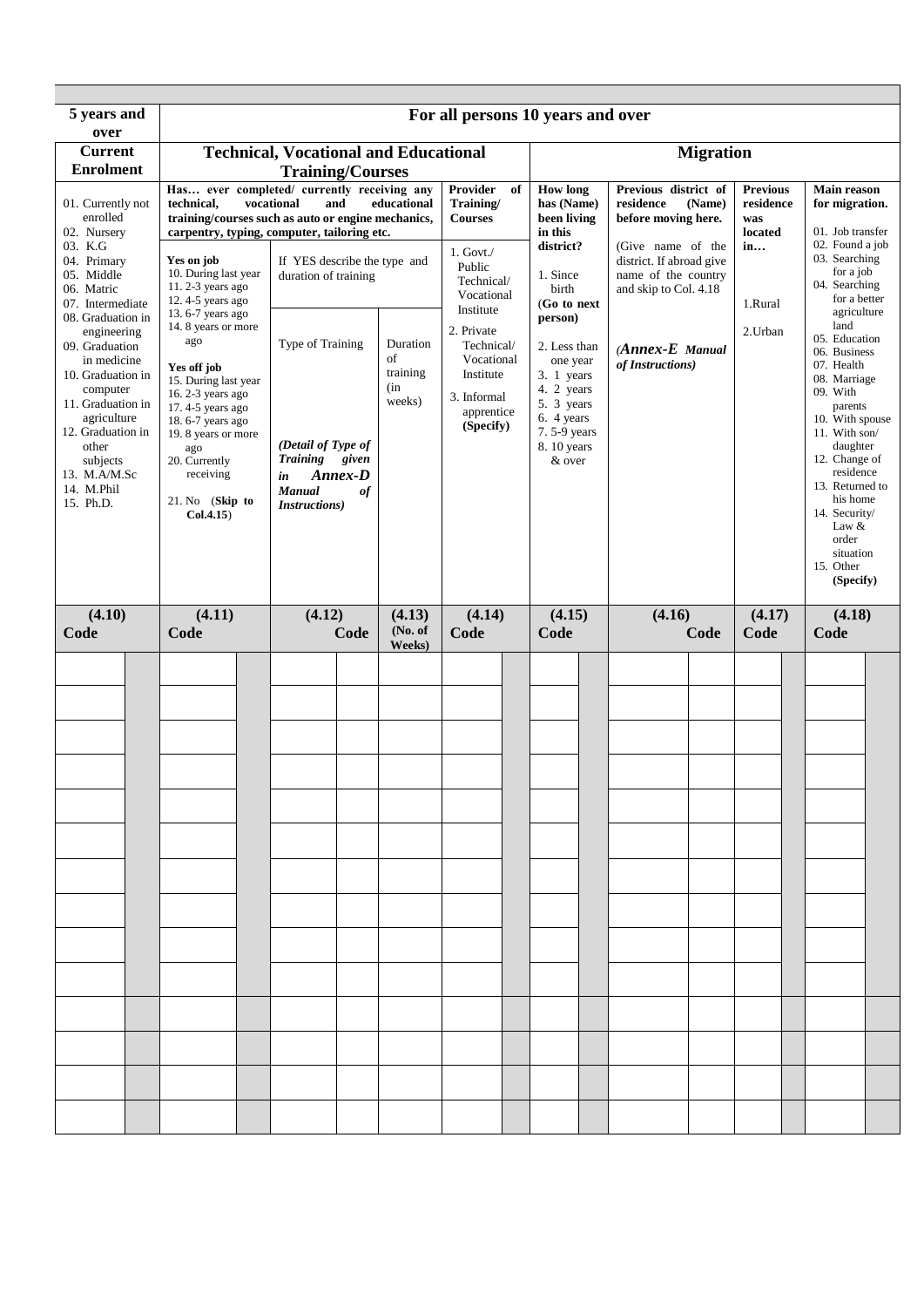| 5 years and over | For all persons 10 years and over | | | | | | | |
|---|---|---|---|---|---|---|---|---|
| **Current Enrolment** | **Technical, Vocational and Educational Training/Courses** | | | | **Migration** | | | |
| 01. Currently not enrolled<br>02. Nursery<br>03. K.G<br>04. Primary<br>05. Middle<br>06. Matric<br>07. Intermediate<br>08. Graduation in engineering<br>09. Graduation in medicine<br>10. Graduation in computer<br>11. Graduation in agriculture<br>12. Graduation in other subjects<br>13. M.A/M.Sc<br>14. M.Phil<br>15. Ph.D. | **Has… ever completed/ currently receiving any technical, vocational and educational training/courses such as auto or engine mechanics, carpentry, typing, computer, tailoring etc.**<br><br>**Yes on job**<br>10. During last year<br>11. 2-3 years ago<br>12. 4-5 years ago<br>13. 6-7 years ago<br>14. 8 years or more ago<br><br>**Yes off job**<br>15. During last year<br>16. 2-3 years ago<br>17. 4-5 years ago<br>18. 6-7 years ago<br>19. 8 years or more ago<br>20. Currently receiving<br><br>21. No (**Skip to Col.4.15**) | If YES describe the type and duration of training<br><br>Type of Training<br><br>***(Detail of Type of Training given in Annex-D Manual of Instructions)*** | Duration of training (in weeks) | **Provider of Training/ Courses**<br><br>1. Govt./ Public Technical/ Vocational Institute<br>2. Private Technical/ Vocational Institute<br>3. Informal apprentice **(Specify)** | **How long has (Name) been living in this district?**<br><br>1. Since birth **(Go to next person)**<br>2. Less than one year<br>3. 1 years<br>4. 2 years<br>5. 3 years<br>6. 4 years<br>7. 5-9 years<br>8. 10 years & over | **Previous district of residence (Name) before moving here.**<br><br>(Give name of the district. If abroad give name of the country and skip to Col. 4.18<br><br>***(Annex-E Manual of Instructions)*** | **Previous residence was located in…**<br><br>1.Rural<br>2.Urban | **Main reason for migration.**<br><br>01. Job transfer<br>02. Found a job<br>03. Searching for a job<br>04. Searching for a better agriculture land<br>05. Education<br>06. Business<br>07. Health<br>08. Marriage<br>09. With parents<br>10. With spouse<br>11. With son/ daughter<br>12. Change of residence<br>13. Returned to his home<br>14. Security/ Law & order situation<br>15. Other **(Specify)** |
| **(4.10)**<br>**Code** | **(4.11)**<br>**Code** | **(4.12)**<br>**Code** | **(4.13)**<br>**(No. of Weeks)** | **(4.14)**<br>**Code** | **(4.15)**<br>**Code** | **(4.16)**<br>**Code** | **(4.17)**<br>**Code** | **(4.18)**<br>**Code** |
| | | | | | | | | |
| | | | | | | | | |
| | | | | | | | | |
| | | | | | | | | |
| | | | | | | | | |
| | | | | | | | | |
| | | | | | | | | |
| | | | | | | | | |
| | | | | | | | | |
| | | | | | | | | |
| | | | | | | | | |
| | | | | | | | | |
| | | | | | | | | |
| | | | | | | | | |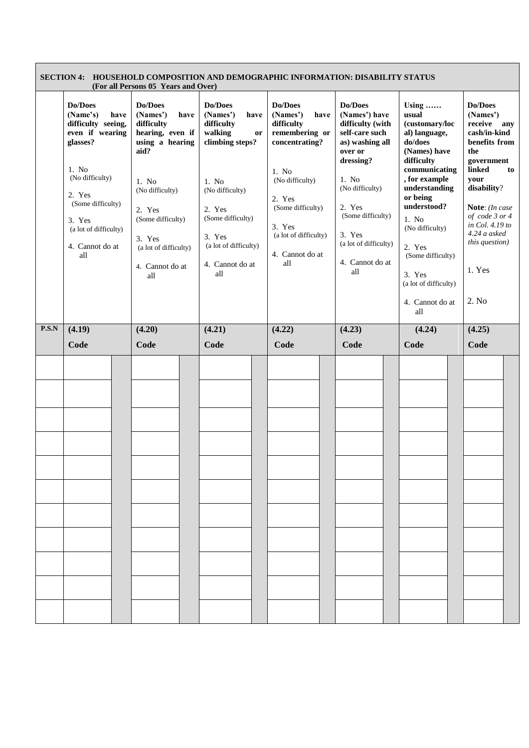**SECTION 4: HOUSEHOLD COMPOSITION AND DEMOGRAPHIC INFORMATION: DISABILITY STATUS**
**(For all Persons 05 Years and Over)**

| | **Do/Does (Name's) have difficulty seeing, even if wearing glasses?**<br><br>1. No (No difficulty)<br>2. Yes (Some difficulty)<br>3. Yes (a lot of difficulty)<br>4. Cannot do at all | **Do/Does (Names') have difficulty hearing, even if using a hearing aid?**<br><br>1. No (No difficulty)<br>2. Yes (Some difficulty)<br>3. Yes (a lot of difficulty)<br>4. Cannot do at all | **Do/Does (Names') have difficulty walking or climbing steps?**<br><br>1. No (No difficulty)<br>2. Yes (Some difficulty)<br>3. Yes (a lot of difficulty)<br>4. Cannot do at all | **Do/Does (Names') have difficulty remembering or concentrating?**<br><br>1. No (No difficulty)<br>2. Yes (Some difficulty)<br>3. Yes (a lot of difficulty)<br>4. Cannot do at all | **Do/Does (Names') have difficulty (with self-care such as) washing all over or dressing?**<br><br>1. No (No difficulty)<br>2. Yes (Some difficulty)<br>3. Yes (a lot of difficulty)<br>4. Cannot do at all | **Using …… usual (customary/local) language, do/does (Names) have difficulty communicating, for example understanding or being understood?**<br><br>1. No (No difficulty)<br>2. Yes (Some difficulty)<br>3. Yes (a lot of difficulty)<br>4. Cannot do at all | **Do/Does (Names') receive any cash/in-kind benefits from the government linked to your disability?**<br><br>**Note**: *(In case of code 3 or 4 in Col. 4.19 to 4.24 a asked this question)*<br><br>1. Yes<br>2. No |
|---|---|---|---|---|---|---|---|
| **P.S.N** | **(4.19)**<br>**Code** | **(4.20)**<br>**Code** | **(4.21)**<br>**Code** | **(4.22)**<br>**Code** | **(4.23)**<br>**Code** | **(4.24)**<br>**Code** | **(4.25)**<br>**Code** |
| | | | | | | | |
| | | | | | | | |
| | | | | | | | |
| | | | | | | | |
| | | | | | | | |
| | | | | | | | |
| | | | | | | | |
| | | | | | | | |
| | | | | | | | |
| | | | | | | | |
| | | | | | | | |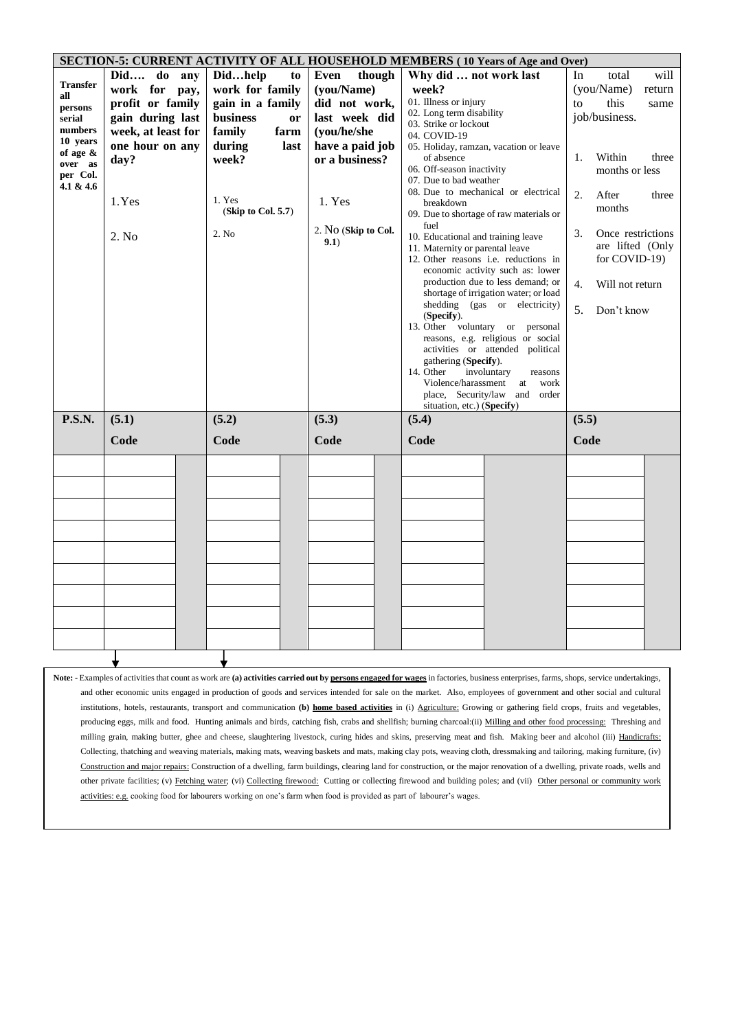## SECTION-5: CURRENT ACTIVITY OF ALL HOUSEHOLD MEMBERS ( 10 Years of Age and Over)

| Transfer all persons serial numbers 10 years of age & over as per Col. 4.1 & 4.6 | Did…. do any work for pay, profit or family gain during last week, at least for one hour on any day?<br><br>1. Yes<br><br>2. No | | Did…help to work for family gain in a family business or family farm during last week?<br><br>1. Yes (**Skip to Col. 5.7**)<br><br>2. No | | Even though (you/Name) did not work, last week did (you/he/she have a paid job or a business?<br><br>1. Yes<br><br>2. No (**Skip to Col. 9.1**) | | Why did … not work last week?<br>01. Illness or injury<br>02. Long term disability<br>03. Strike or lockout<br>04. COVID-19<br>05. Holiday, ramzan, vacation or leave of absence<br>06. Off-season inactivity<br>07. Due to bad weather<br>08. Due to mechanical or electrical breakdown<br>09. Due to shortage of raw materials or fuel<br>10. Educational and training leave<br>11. Maternity or parental leave<br>12. Other reasons i.e. reductions in economic activity such as: lower production due to less demand; or shortage of irrigation water; or load shedding (gas or electricity) (**Specify**).<br>13. Other voluntary or personal reasons, e.g. religious or social activities or attended political gathering (**Specify**).<br>14. Other involuntary reasons Violence/harassment at work place, Security/law and order situation, etc.) (**Specify**) | | In total will (you/Name) return to this same job/business.<br><br>1. Within three months or less<br><br>2. After three months<br><br>3. Once restrictions are lifted (Only for COVID-19)<br><br>4. Will not return<br><br>5. Don't know | |
|---|---|---|---|---|---|---|---|---|---|---|
| **P.S.N.** | **(5.1)** | | **(5.2)** | | **(5.3)** | | **(5.4)** | | **(5.5)** | |
| | **Code** | | **Code** | | **Code** | | **Code** | | **Code** | |
| | | | | | | | | | | |
| | | | | | | | | | | |
| | | | | | | | | | | |
| | | | | | | | | | | |
| | | | | | | | | | | |
| | | | | | | | | | | |
| | | | | | | | | | | |
| | | | | | | | | | | |
| | | | | | | | | | | |

**Note: -** Examples of activities that count as work are **(a) activities carried out by persons engaged for wages** in factories, business enterprises, farms, shops, service undertakings, and other economic units engaged in production of goods and services intended for sale on the market. Also, employees of government and other social and cultural institutions, hotels, restaurants, transport and communication **(b) home based activities** in (i) Agriculture: Growing or gathering field crops, fruits and vegetables, producing eggs, milk and food. Hunting animals and birds, catching fish, crabs and shellfish; burning charcoal:(ii) Milling and other food processing: Threshing and milling grain, making butter, ghee and cheese, slaughtering livestock, curing hides and skins, preserving meat and fish. Making beer and alcohol (iii) Handicrafts: Collecting, thatching and weaving materials, making mats, weaving baskets and mats, making clay pots, weaving cloth, dressmaking and tailoring, making furniture, (iv) Construction and major repairs: Construction of a dwelling, farm buildings, clearing land for construction, or the major renovation of a dwelling, private roads, wells and other private facilities; (v) Fetching water; (vi) Collecting firewood: Cutting or collecting firewood and building poles; and (vii) Other personal or community work activities: e.g. cooking food for labourers working on one's farm when food is provided as part of labourer's wages.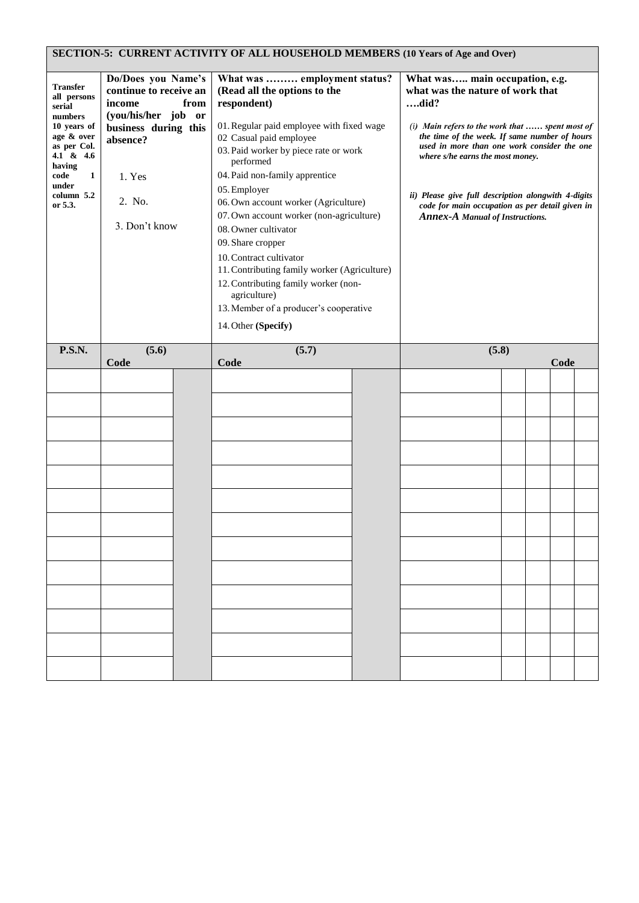## SECTION-5: CURRENT ACTIVITY OF ALL HOUSEHOLD MEMBERS (10 Years of Age and Over)

| **Transfer all persons serial numbers 10 years of age & over as per Col. 4.1 & 4.6 having code 1 under column 5.2 or 5.3.** | **Do/Does you Name's continue to receive an income from (you/his/her job or business during this absence?**<br><br>1. Yes<br>2. No.<br>3. Don't know | | **What was ……… employment status? (Read all the options to the respondent)**<br><br>01. Regular paid employee with fixed wage<br>02 Casual paid employee<br>03. Paid worker by piece rate or work performed<br>04. Paid non-family apprentice<br>05. Employer<br>06. Own account worker (Agriculture)<br>07. Own account worker (non-agriculture)<br>08. Owner cultivator<br>09. Share cropper<br>10. Contract cultivator<br>11. Contributing family worker (Agriculture)<br>12. Contributing family worker (non-agriculture)<br>13. Member of a producer's cooperative<br>14. Other **(Specify)** | | **What was….. main occupation, e.g. what was the nature of work that ….did?**<br><br>***(i) Main refers to the work that …… spent most of the time of the week. If same number of hours used in more than one work consider the one where s/he earns the most money.***<br><br>***ii) Please give full description alongwith 4-digits code for main occupation as per detail given in Annex-A Manual of Instructions.*** | | | | |
|---|---|---|---|---|---|---|---|---|---|
| **P.S.N.** | **(5.6)** | | **(5.7)** | | **(5.8)** | | | | |
| | **Code** | | **Code** | | | **Code** | | | |
| | | | | | | | | | |
| | | | | | | | | | |
| | | | | | | | | | |
| | | | | | | | | | |
| | | | | | | | | | |
| | | | | | | | | | |
| | | | | | | | | | |
| | | | | | | | | | |
| | | | | | | | | | |
| | | | | | | | | | |
| | | | | | | | | | |
| | | | | | | | | | |
| | | | | | | | | | |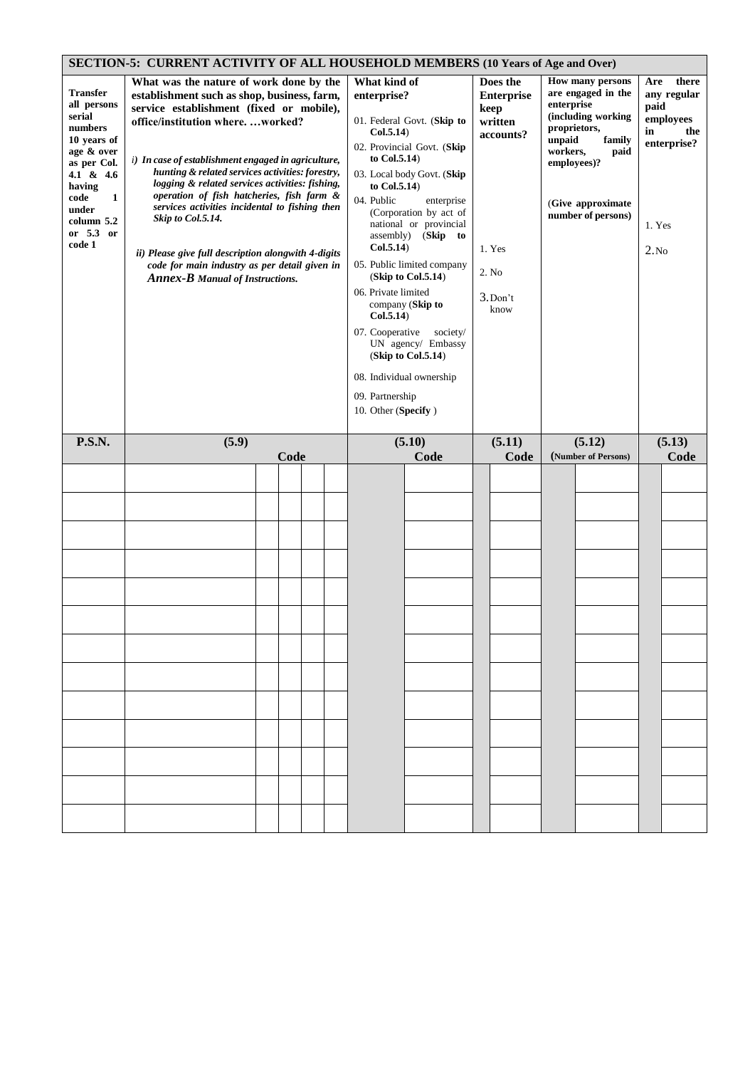## SECTION-5: CURRENT ACTIVITY OF ALL HOUSEHOLD MEMBERS (10 Years of Age and Over)

| Transfer all persons serial numbers 10 years of age & over as per Col. 4.1 & 4.6 having code 1 under column 5.2 or 5.3 or code 1 | What was the nature of work done by the establishment such as shop, business, farm, service establishment (fixed or mobile), office/institution where. …worked?<br><br>*i) In case of establishment engaged in agriculture, hunting & related services activities: forestry, logging & related services activities: fishing, operation of fish hatcheries, fish farm & services activities incidental to fishing then Skip to Col.5.14.*<br><br>*ii) Please give full description alongwith 4-digits code for main industry as per detail given in **Annex-B** Manual of Instructions.* | | | | | What kind of enterprise?<br><br>01. Federal Govt. (**Skip to Col.5.14**)<br>02. Provincial Govt. (**Skip to Col.5.14**)<br>03. Local body Govt. (**Skip to Col.5.14**)<br>04. Public enterprise (Corporation by act of national or provincial assembly) (**Skip to Col.5.14**)<br>05. Public limited company (**Skip to Col.5.14**)<br>06. Private limited company (**Skip to Col.5.14**)<br>07. Cooperative society/ UN agency/ Embassy (**Skip to Col.5.14**)<br>08. Individual ownership<br>09. Partnership<br>10. Other (**Specify** ) | | Does the Enterprise keep written accounts?<br><br>1. Yes<br>2. No<br>3. Don't know | | How many persons are engaged in the enterprise (including working proprietors, unpaid family workers, paid employees)?<br><br>(**Give approximate number of persons**) | | Are there any regular paid employees in the enterprise?<br><br>1. Yes<br>2. No | |
|---|---|---|---|---|---|---|---|---|---|---|---|---|---|
| **P.S.N.** | **(5.9)** | **Code** | | | | **(5.10)** | **Code** | **(5.11)** | **Code** | **(5.12)** | **(Number of Persons)** | **(5.13)** | **Code** |
| | | | | | | | | | | | | | |
| | | | | | | | | | | | | | |
| | | | | | | | | | | | | | |
| | | | | | | | | | | | | | |
| | | | | | | | | | | | | | |
| | | | | | | | | | | | | | |
| | | | | | | | | | | | | | |
| | | | | | | | | | | | | | |
| | | | | | | | | | | | | | |
| | | | | | | | | | | | | | |
| | | | | | | | | | | | | | |
| | | | | | | | | | | | | | |
| | | | | | | | | | | | | | |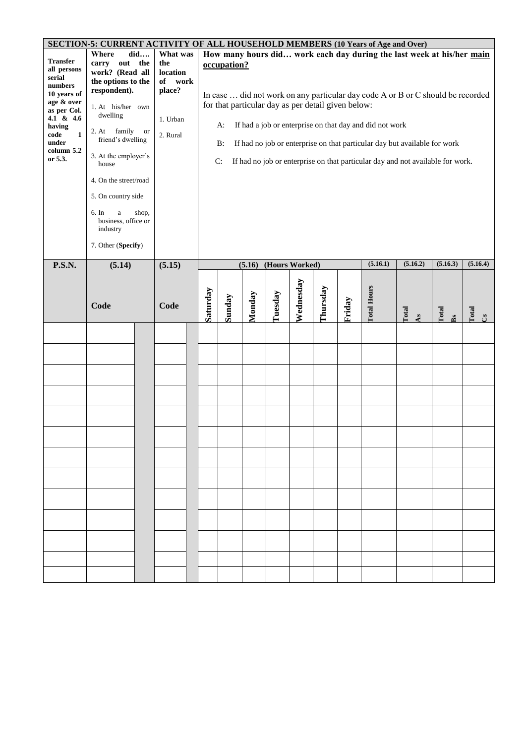## SECTION-5: CURRENT ACTIVITY OF ALL HOUSEHOLD MEMBERS (10 Years of Age and Over)

| Transfer all persons serial numbers 10 years of age & over as per Col. 4.1 & 4.6 having code 1 under column 5.2 or 5.3. | Where did…. carry out the work? (Read all the options to the respondent).<br>1. At his/her own dwelling<br>2. At family or friend's dwelling<br>3. At the employer's house<br>4. On the street/road<br>5. On country side<br>6. In a shop, business, office or industry<br>7. Other (**Specify**) | | What was the location of work place?<br>1. Urban<br>2. Rural | | How many hours did… work each day during the last week at his/her main occupation?<br>In case … did not work on any particular day code A or B or C should be recorded for that particular day as per detail given below:<br>A: If had a job or enterprise on that day and did not work<br>B: If had no job or enterprise on that particular day but available for work<br>C: If had no job or enterprise on that particular day and not available for work. | | | | | | | | | | |
|---|---|---|---|---|---|---|---|---|---|---|---|---|---|---|---|
| **P.S.N.** | **(5.14)** | | **(5.15)** | | **(5.16) (Hours Worked)** | | | | | | | **(5.16.1)** | **(5.16.2)** | **(5.16.3)** | **(5.16.4)** |
| | **Code** | | **Code** | | **Saturday** | **Sunday** | **Monday** | **Tuesday** | **Wednesday** | **Thursday** | **Friday** | **Total Hours** | **Total As** | **Total Bs** | **Total Cs** |
| | | | | | | | | | | | | | | | |
| | | | | | | | | | | | | | | | |
| | | | | | | | | | | | | | | | |
| | | | | | | | | | | | | | | | |
| | | | | | | | | | | | | | | | |
| | | | | | | | | | | | | | | | |
| | | | | | | | | | | | | | | | |
| | | | | | | | | | | | | | | | |
| | | | | | | | | | | | | | | | |
| | | | | | | | | | | | | | | | |
| | | | | | | | | | | | | | | | |
| | | | | | | | | | | | | | | | |
| | | | | | | | | | | | | | | | |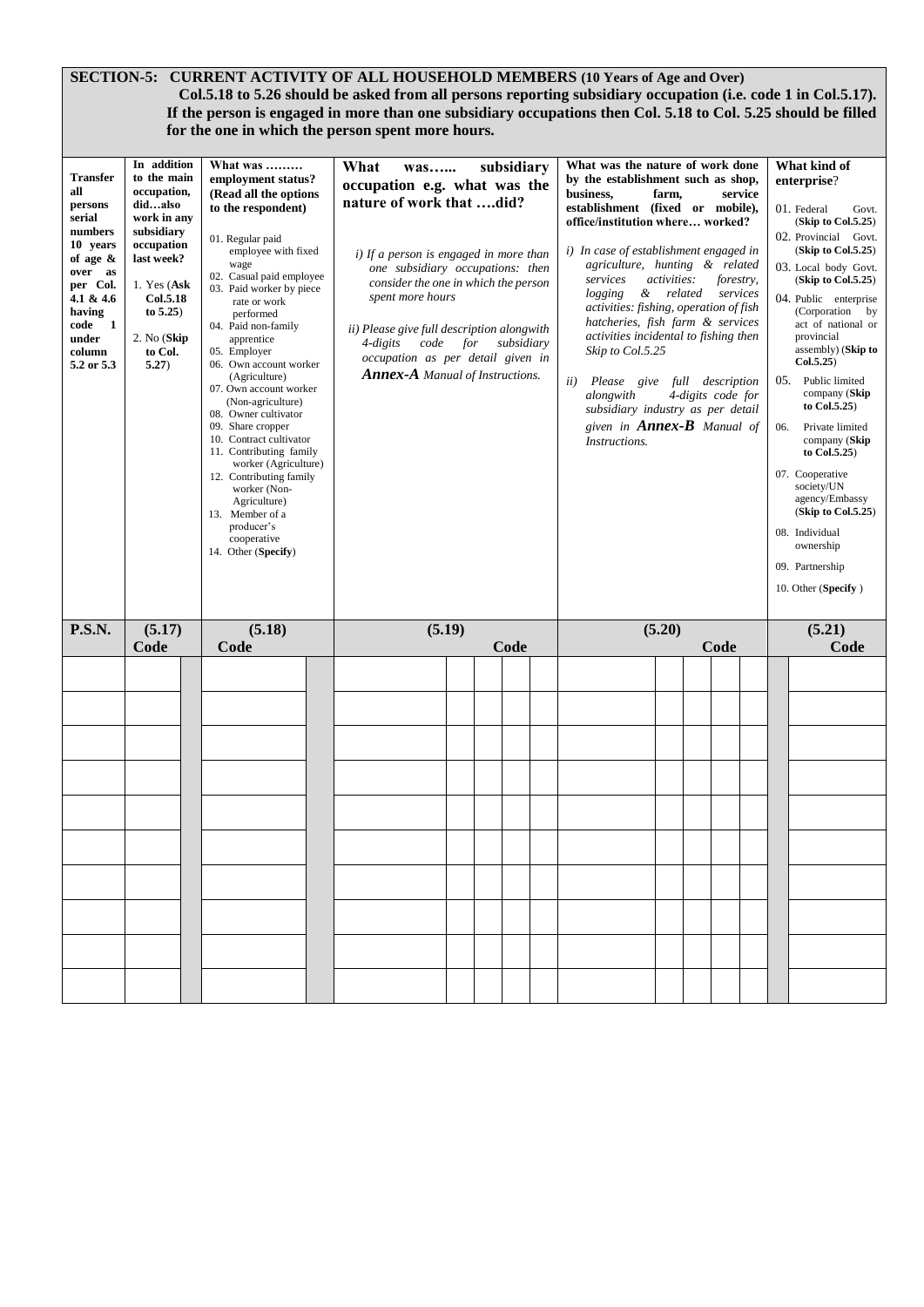## SECTION-5: CURRENT ACTIVITY OF ALL HOUSEHOLD MEMBERS (10 Years of Age and Over)

**Col.5.18 to 5.26 should be asked from all persons reporting subsidiary occupation (i.e. code 1 in Col.5.17). If the person is engaged in more than one subsidiary occupations then Col. 5.18 to Col. 5.25 should be filled for the one in which the person spent more hours.**

| **Transfer all persons serial numbers 10 years of age & over as per Col. 4.1 & 4.6 having code 1 under column 5.2 or 5.3** | **In addition to the main occupation, did…also work in any subsidiary occupation last week?**<br><br>1. Yes (**Ask Col.5.18 to 5.25**)<br><br>2. No (**Skip to Col. 5.27**) | **What was ……… employment status? (Read all the options to the respondent)**<br><br>01. Regular paid employee with fixed wage<br>02. Casual paid employee<br>03. Paid worker by piece rate or work performed<br>04. Paid non-family apprentice<br>05. Employer<br>06. Own account worker (Agriculture)<br>07. Own account worker (Non-agriculture)<br>08. Owner cultivator<br>09. Share cropper<br>10. Contract cultivator<br>11. Contributing family worker (Agriculture)<br>12. Contributing family worker (Non-Agriculture)<br>13. Member of a producer's cooperative<br>14. Other (**Specify**) | **What was…... subsidiary occupation e.g. what was the nature of work that ….did?**<br><br>*i) If a person is engaged in more than one subsidiary occupations: then consider the one in which the person spent more hours*<br><br>*ii) Please give full description alongwith 4-digits code for subsidiary occupation as per detail given in **Annex-A** Manual of Instructions.* | **What was the nature of work done by the establishment such as shop, business, farm, service establishment (fixed or mobile), office/institution where… worked?**<br><br>*i) In case of establishment engaged in agriculture, hunting & related services activities: forestry, logging & related services activities: fishing, operation of fish hatcheries, fish farm & services activities incidental to fishing then Skip to Col.5.25*<br><br>*ii) Please give full description alongwith 4-digits code for subsidiary industry as per detail given in **Annex-B** Manual of Instructions.* | **What kind of enterprise?**<br><br>01. Federal Govt. (**Skip to Col.5.25**)<br>02. Provincial Govt. (**Skip to Col.5.25**)<br>03. Local body Govt. (**Skip to Col.5.25**)<br>04. Public enterprise (Corporation by act of national or provincial assembly) (**Skip to Col.5.25**)<br>05. Public limited company (**Skip to Col.5.25**)<br>06. Private limited company (**Skip to Col.5.25**)<br>07. Cooperative society/UN agency/Embassy (**Skip to Col.5.25**)<br>08. Individual ownership<br>09. Partnership<br>10. Other (**Specify** ) |
|---|---|---|---|---|---|
| **P.S.N.** | **(5.17) Code** | **(5.18) Code** | **(5.19) Code** | **(5.20) Code** | **(5.21) Code** |
| | | | | | |
| | | | | | |
| | | | | | |
| | | | | | |
| | | | | | |
| | | | | | |
| | | | | | |
| | | | | | |
| | | | | | |
| | | | | | |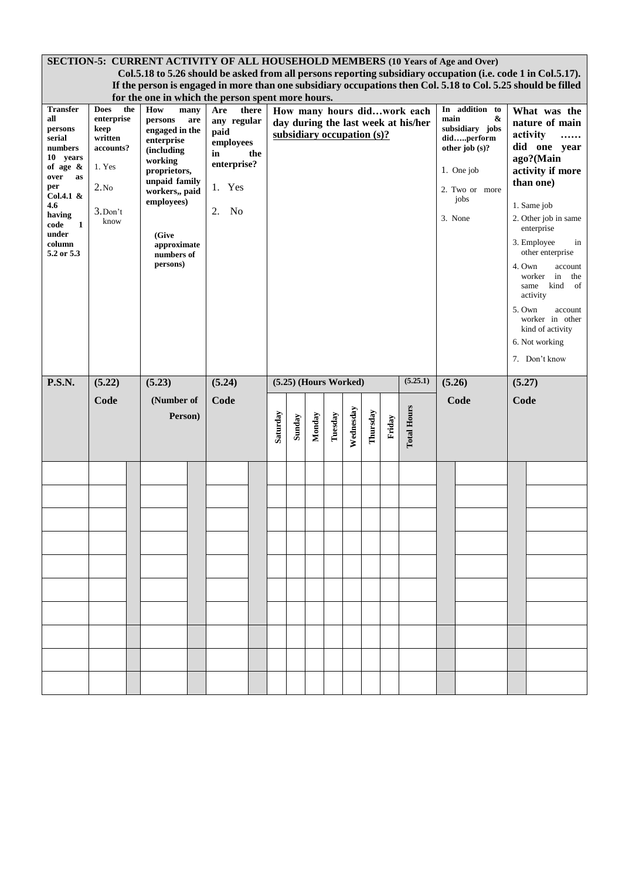## SECTION-5: CURRENT ACTIVITY OF ALL HOUSEHOLD MEMBERS (10 Years of Age and Over)

**Col.5.18 to 5.26 should be asked from all persons reporting subsidiary occupation (i.e. code 1 in Col.5.17). If the person is engaged in more than one subsidiary occupations then Col. 5.18 to Col. 5.25 should be filled for the one in which the person spent more hours.**

| Transfer all persons serial numbers 10 years of age & over as per Col.4.1 & 4.6 having code 1 under column 5.2 or 5.3 | Does the enterprise keep written accounts?<br>1. Yes<br>2. No<br>3. Don't know | | How many persons are engaged in the enterprise (including working proprietors, unpaid family workers,, paid employees)<br>(Give approximate numbers of persons) | | Are there any regular paid employees in the enterprise?<br>1. Yes<br>2. No | | How many hours did…work each day during the last week at his/her subsidiary occupation (s)? | | | | | | | | In addition to main & subsidiary jobs did…..perform other job (s)?<br>1. One job<br>2. Two or more jobs<br>3. None | | What was the nature of main activity …… did one year ago?(Main activity if more than one)<br>1. Same job<br>2. Other job in same enterprise<br>3. Employee in other enterprise<br>4. Own account worker in the same kind of activity<br>5. Own account worker in other kind of activity<br>6. Not working<br>7. Don't know | |
|---|---|---|---|---|---|---|---|---|---|---|---|---|---|---|---|---|---|---|
| **P.S.N.** | **(5.22)** | | **(5.23)** | | **(5.24)** | | **(5.25) (Hours Worked)** | | | | | | | **(5.25.1)** | **(5.26)** | | **(5.27)** | |
| | **Code** | | **(Number of Person)** | | **Code** | | **Saturday** | **Sunday** | **Monday** | **Tuesday** | **Wednesday** | **Thursday** | **Friday** | **Total Hours** | **Code** | | **Code** | |
| | | | | | | | | | | | | | | | | | | |
| | | | | | | | | | | | | | | | | | | |
| | | | | | | | | | | | | | | | | | | |
| | | | | | | | | | | | | | | | | | | |
| | | | | | | | | | | | | | | | | | | |
| | | | | | | | | | | | | | | | | | | |
| | | | | | | | | | | | | | | | | | | |
| | | | | | | | | | | | | | | | | | | |
| | | | | | | | | | | | | | | | | | | |
| | | | | | | | | | | | | | | | | | | |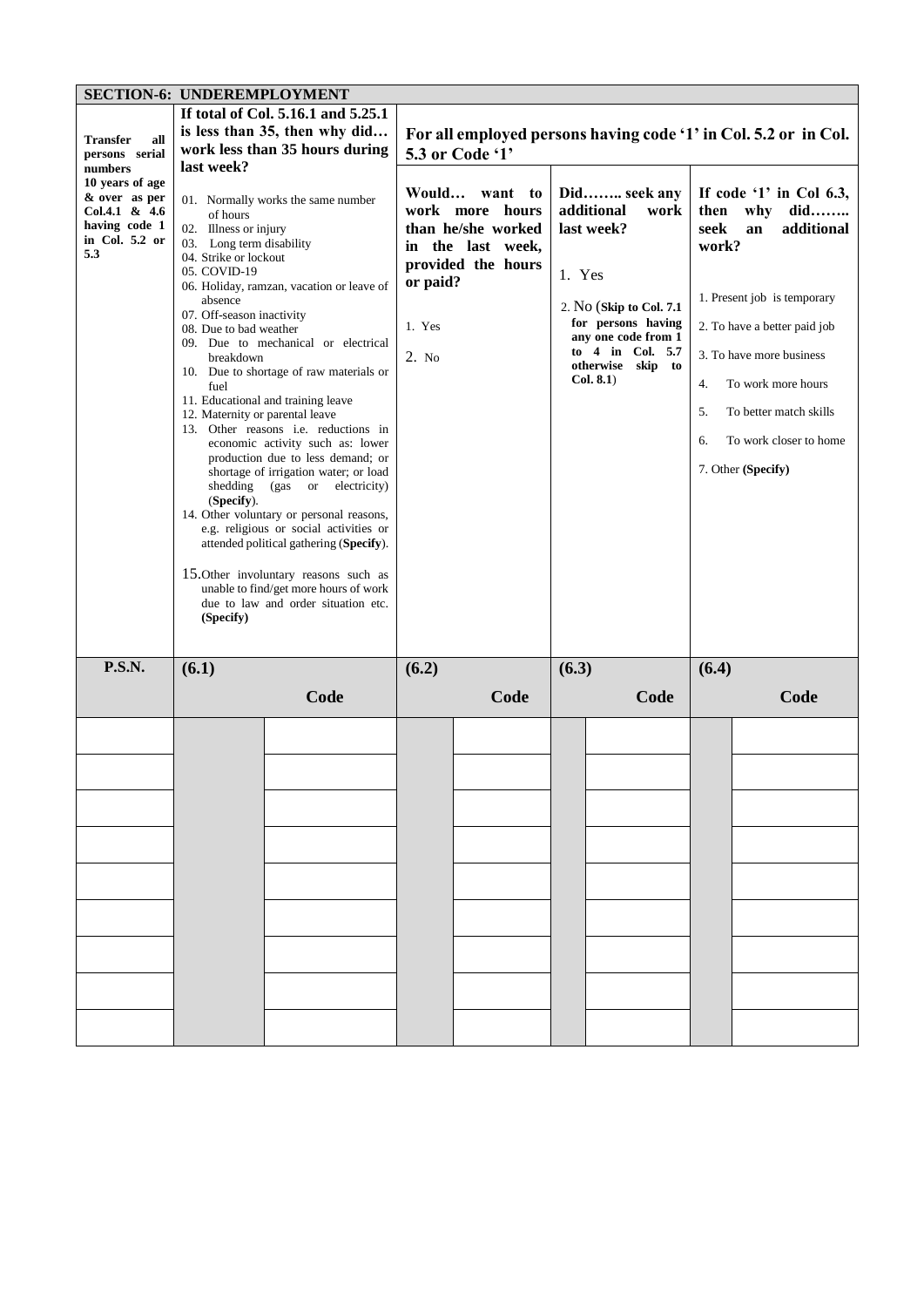## SECTION-6: UNDEREMPLOYMENT

| Transfer all persons serial numbers 10 years of age & over as per Col.4.1 & 4.6 having code 1 in Col. 5.2 or 5.3 | If total of Col. 5.16.1 and 5.25.1 is less than 35, then why did… work less than 35 hours during last week? | | For all employed persons having code '1' in Col. 5.2 or in Col. 5.3 or Code '1' | | | | | |
|---|---|---|---|---|---|---|---|---|
| | 01. Normally works the same number of hours<br>02. Illness or injury<br>03. Long term disability<br>04. Strike or lockout<br>05. COVID-19<br>06. Holiday, ramzan, vacation or leave of absence<br>07. Off-season inactivity<br>08. Due to bad weather<br>09. Due to mechanical or electrical breakdown<br>10. Due to shortage of raw materials or fuel<br>11. Educational and training leave<br>12. Maternity or parental leave<br>13. Other reasons i.e. reductions in economic activity such as: lower production due to less demand; or shortage of irrigation water; or load shedding (gas or electricity) (**Specify**).<br>14. Other voluntary or personal reasons, e.g. religious or social activities or attended political gathering (**Specify**).<br>15. Other involuntary reasons such as unable to find/get more hours of work due to law and order situation etc. (**Specify**) | | **Would… want to work more hours than he/she worked in the last week, provided the hours or paid?**<br><br>1. Yes<br>2. No | | **Did…….. seek any additional work last week?**<br><br>1. Yes<br>2. No (**Skip to Col. 7.1 for persons having any one code from 1 to 4 in Col. 5.7 otherwise skip to Col. 8.1**) | | **If code '1' in Col 6.3, then why did…….. seek an additional work?**<br><br>1. Present job is temporary<br>2. To have a better paid job<br>3. To have more business<br>4. To work more hours<br>5. To better match skills<br>6. To work closer to home<br>7. Other (**Specify**) | |
| **P.S.N.** | **(6.1)** | **Code** | **(6.2)** | **Code** | **(6.3)** | **Code** | **(6.4)** | **Code** |
| | | | | | | | | |
| | | | | | | | | |
| | | | | | | | | |
| | | | | | | | | |
| | | | | | | | | |
| | | | | | | | | |
| | | | | | | | | |
| | | | | | | | | |
| | | | | | | | | |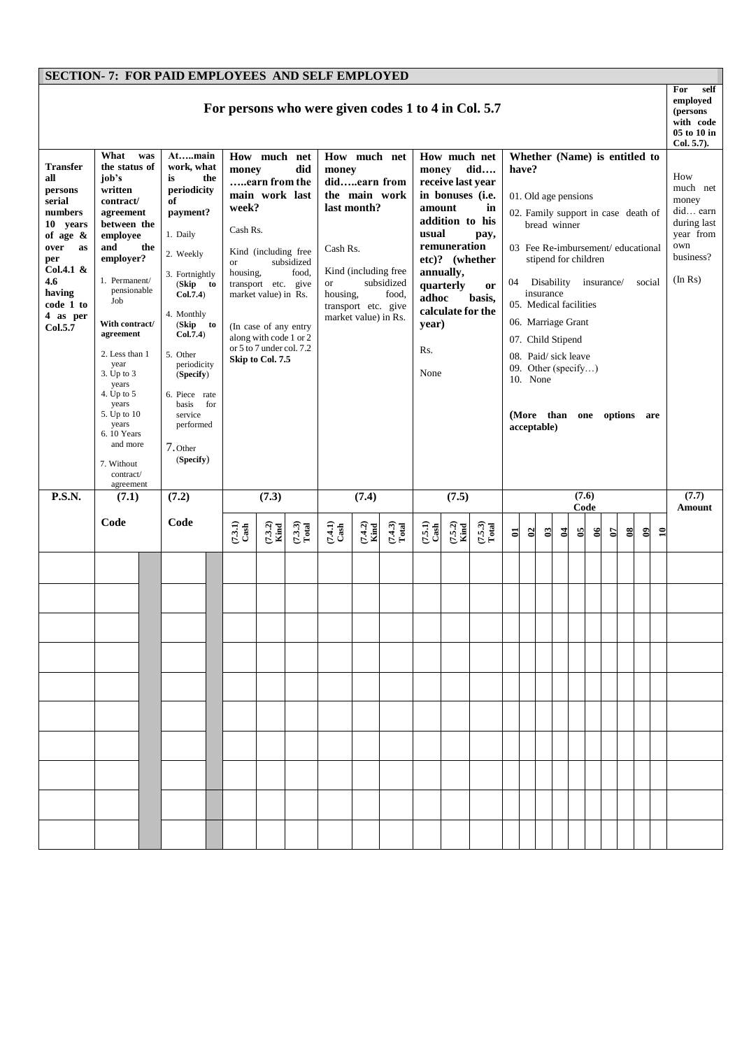## SECTION- 7: FOR PAID EMPLOYEES AND SELF EMPLOYED

| | For persons who were given codes 1 to 4 in Col. 5.7 | | | | | | | | | | | | | | | | | | | | | | | | | | For self employed (persons with code 05 to 10 in Col. 5.7). |
|---|---|---|---|---|---|---|---|---|---|---|---|---|---|---|---|---|---|---|---|---|---|---|---|---|---|---|---|
| **Transfer all persons serial numbers 10 years of age & over as per Col.4.1 & 4.6 having code 1 to 4 as per Col.5.7** | **What was the status of job's written contract/ agreement between the employee and the employer?**<br><br>1. Permanent/ pensionable Job<br><br>**With contract/ agreement**<br><br>2. Less than 1 year<br>3. Up to 3 years<br>4. Up to 5 years<br>5. Up to 10 years<br>6. 10 Years and more<br><br>7. Without contract/ agreement | | **At…..main work, what is the periodicity of payment?**<br><br>1. Daily<br>2. Weekly<br>3. Fortnightly (**Skip to Col.7.4**)<br>4. Monthly (**Skip to Col.7.4**)<br>5. Other periodicity (**Specify**)<br>6. Piece rate basis for service performed<br>7. Other (**Specify**) | | **How much net money did …..earn from the main work last week?**<br><br>Cash Rs.<br><br>Kind (including free or subsidized housing, food, transport etc. give market value) in Rs.<br><br>(In case of any entry along with code 1 or 2 or 5 to 7 under col. 7.2 **Skip to Col. 7.5** | | | **How much net money did…..earn from the main work last month?**<br><br>Cash Rs.<br><br>Kind (including free or subsidized housing, food, transport etc. give market value) in Rs. | | | **How much net money did…. receive last year in bonuses (i.e. amount in addition to his usual pay, remuneration etc)? (whether annually, quarterly or adhoc basis, calculate for the year)**<br><br>Rs.<br><br>None | | | **Whether (Name) is entitled to have?**<br><br>01. Old age pensions<br>02. Family support in case death of bread winner<br>03 Fee Re-imbursement/ educational stipend for children<br>04 Disability insurance/ social insurance<br>05. Medical facilities<br>06. Marriage Grant<br>07. Child Stipend<br>08. Paid/ sick leave<br>09. Other (specify…)<br>10. None<br><br>**(More than one options are acceptable)** | | | | | | | | | | How much net money did… earn during last year from own business?<br><br>(In Rs) |
| **P.S.N.** | **(7.1)** | | **(7.2)** | | **(7.3)** | | | **(7.4)** | | | **(7.5)** | | | **(7.6) Code** | | | | | | | | | | **(7.7) Amount** |
| | **Code** | | **Code** | | **(7.3.1) Cash** | **(7.3.2) Kind** | **(7.3.3) Total** | **(7.4.1) Cash** | **(7.4.2) Kind** | **(7.4.3) Total** | **(7.5.1) Cash** | **(7.5.2) Kind** | **(7.5.3) Total** | **01** | **02** | **03** | **04** | **05** | **06** | **07** | **08** | **09** | **10** | |
| | | | | | | | | | | | | | | | | | | | | | | | | |
| | | | | | | | | | | | | | | | | | | | | | | | | |
| | | | | | | | | | | | | | | | | | | | | | | | | |
| | | | | | | | | | | | | | | | | | | | | | | | | |
| | | | | | | | | | | | | | | | | | | | | | | | | |
| | | | | | | | | | | | | | | | | | | | | | | | | |
| | | | | | | | | | | | | | | | | | | | | | | | | |
| | | | | | | | | | | | | | | | | | | | | | | | | |
| | | | | | | | | | | | | | | | | | | | | | | | | |
| | | | | | | | | | | | | | | | | | | | | | | | | |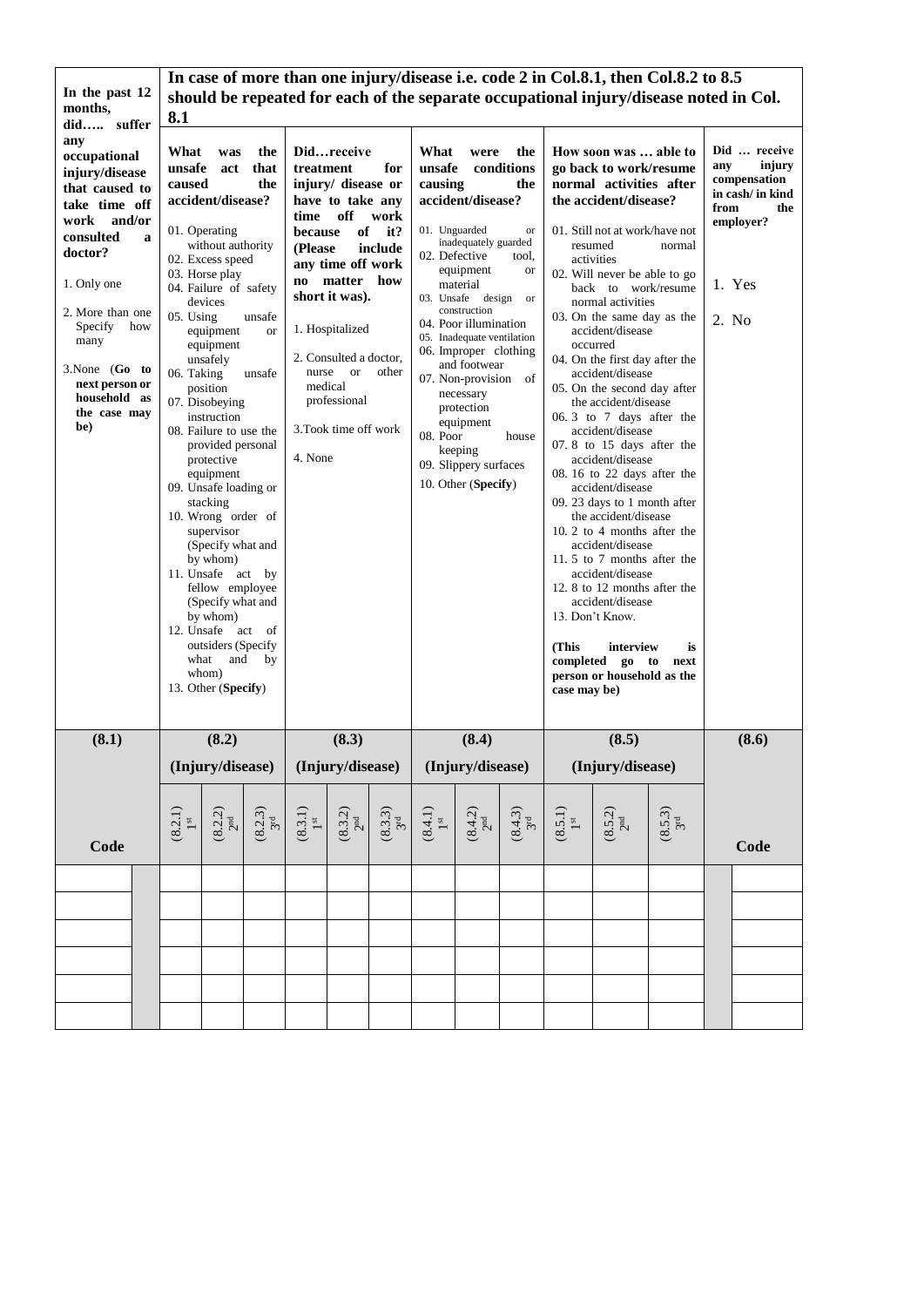| In the past 12 months, did….. suffer any occupational injury/disease that caused to take time off work and/or consulted a doctor?<br><br>1. Only one<br><br>2. More than one Specify how many<br><br>3.None (**Go to next person or household as the case may be**) | In case of more than one injury/disease i.e. code 2 in Col.8.1, then Col.8.2 to 8.5 should be repeated for each of the separate occupational injury/disease noted in Col. 8.1 | | | | | | | | | | | | Did … receive any injury compensation in cash/ in kind from the employer?<br><br>1. Yes<br><br>2. No |
|---|---|---|---|---|---|---|---|---|---|---|---|---|---|
| | **What was the unsafe act that caused the accident/disease?**<br><br>01. Operating without authority<br>02. Excess speed<br>03. Horse play<br>04. Failure of safety devices<br>05. Using unsafe equipment or equipment unsafely<br>06. Taking unsafe position<br>07. Disobeying instruction<br>08. Failure to use the provided personal protective equipment<br>09. Unsafe loading or stacking<br>10. Wrong order of supervisor (Specify what and by whom)<br>11. Unsafe act by fellow employee (Specify what and by whom)<br>12. Unsafe act of outsiders (Specify what and by whom)<br>13. Other (**Specify**) | | | **Did…receive treatment for injury/ disease or have to take any time off work because of it? (Please include any time off work no matter how short it was).**<br><br>1. Hospitalized<br><br>2. Consulted a doctor, nurse or other medical professional<br><br>3.Took time off work<br><br>4. None | | | **What were the unsafe conditions causing the accident/disease?**<br><br>01. Unguarded or inadequately guarded<br>02. Defective tool, equipment or material<br>03. Unsafe design or construction<br>04. Poor illumination<br>05. Inadequate ventilation<br>06. Improper clothing and footwear<br>07. Non-provision of necessary protection equipment<br>08. Poor house keeping<br>09. Slippery surfaces<br>10. Other (**Specify**) | | | **How soon was … able to go back to work/resume normal activities after the accident/disease?**<br><br>01. Still not at work/have not resumed normal activities<br>02. Will never be able to go back to work/resume normal activities<br>03. On the same day as the accident/disease occurred<br>04. On the first day after the accident/disease<br>05. On the second day after the accident/disease<br>06. 3 to 7 days after the accident/disease<br>07. 8 to 15 days after the accident/disease<br>08. 16 to 22 days after the accident/disease<br>09. 23 days to 1 month after the accident/disease<br>10. 2 to 4 months after the accident/disease<br>11. 5 to 7 months after the accident/disease<br>12. 8 to 12 months after the accident/disease<br>13. Don't Know.<br><br>**(This interview is completed go to next person or household as the case may be)** | | | |
| **(8.1)** | **(8.2) (Injury/disease)** | | | **(8.3) (Injury/disease)** | | | **(8.4) (Injury/disease)** | | | **(8.5) (Injury/disease)** | | | **(8.6)** |
| **Code** | (8.2.1) 1st | (8.2.2) 2nd | (8.2.3) 3rd | (8.3.1) 1st | (8.3.2) 2nd | (8.3.3) 3rd | (8.4.1) 1st | (8.4.2) 2nd | (8.4.3) 3rd | (8.5.1) 1st | (8.5.2) 2nd | (8.5.3) 3rd | **Code** |
| | | | | | | | | | | | | | |
| | | | | | | | | | | | | | |
| | | | | | | | | | | | | | |
| | | | | | | | | | | | | | |
| | | | | | | | | | | | | | |
| | | | | | | | | | | | | | |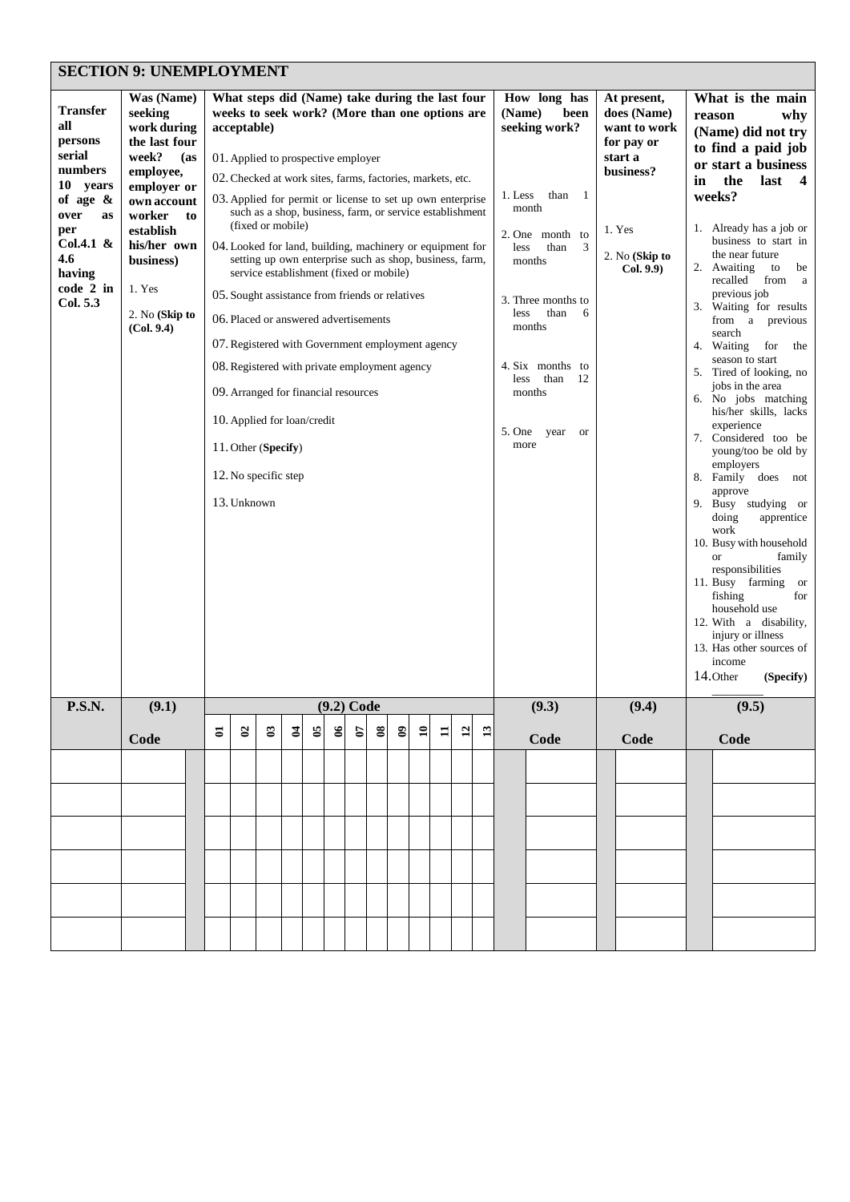## SECTION 9: UNEMPLOYMENT

| **Transfer all persons serial numbers 10 years of age & over as per Col.4.1 & 4.6 having code 2 in Col. 5.3** | **Was (Name) seeking work during the last four week? (as employee, employer or own account worker to establish his/her own business)**<br><br>1. Yes<br><br>2. No **(Skip to (Col. 9.4)** | **What steps did (Name) take during the last four weeks to seek work? (More than one options are acceptable)**<br><br>01. Applied to prospective employer<br>02. Checked at work sites, farms, factories, markets, etc.<br>03. Applied for permit or license to set up own enterprise such as a shop, business, farm, or service establishment (fixed or mobile)<br>04. Looked for land, building, machinery or equipment for setting up own enterprise such as shop, business, farm, service establishment (fixed or mobile)<br>05. Sought assistance from friends or relatives<br>06. Placed or answered advertisements<br>07. Registered with Government employment agency<br>08. Registered with private employment agency<br>09. Arranged for financial resources<br>10. Applied for loan/credit<br>11. Other (**Specify**)<br>12. No specific step<br>13. Unknown | | | | | | | | | | | | | **How long has (Name) been seeking work?**<br><br>1. Less than 1 month<br>2. One month to less than 3 months<br>3. Three months to less than 6 months<br>4. Six months to less than 12 months<br>5. One year or more | **At present, does (Name) want to work for pay or start a business?**<br><br>1. Yes<br><br>2. No **(Skip to Col. 9.9)** | **What is the main reason why (Name) did not try to find a paid job or start a business in the last 4 weeks?**<br><br>1. Already has a job or business to start in the near future<br>2. Awaiting to be recalled from a previous job<br>3. Waiting for results from a previous search<br>4. Waiting for the season to start<br>5. Tired of looking, no jobs in the area<br>6. No jobs matching his/her skills, lacks experience<br>7. Considered too be young/too be old by employers<br>8. Family does not approve<br>9. Busy studying or doing apprentice work<br>10. Busy with household or family responsibilities<br>11. Busy farming or fishing for household use<br>12. With a disability, injury or illness<br>13. Has other sources of income<br>14. Other **(Specify)** ________ |
|---|---|---|---|---|---|---|---|---|---|---|---|---|---|---|---|---|---|
| **P.S.N.** | **(9.1)** | **(9.2) Code** | | | | | | | | | | | | | **(9.3)** | **(9.4)** | **(9.5)** |
| | **Code** | **01** | **02** | **03** | **04** | **05** | **06** | **07** | **08** | **09** | **10** | **11** | **12** | **13** | **Code** | **Code** | **Code** |
| | | | | | | | | | | | | | | | | | |
| | | | | | | | | | | | | | | | | | |
| | | | | | | | | | | | | | | | | | |
| | | | | | | | | | | | | | | | | | |
| | | | | | | | | | | | | | | | | | |
| | | | | | | | | | | | | | | | | | |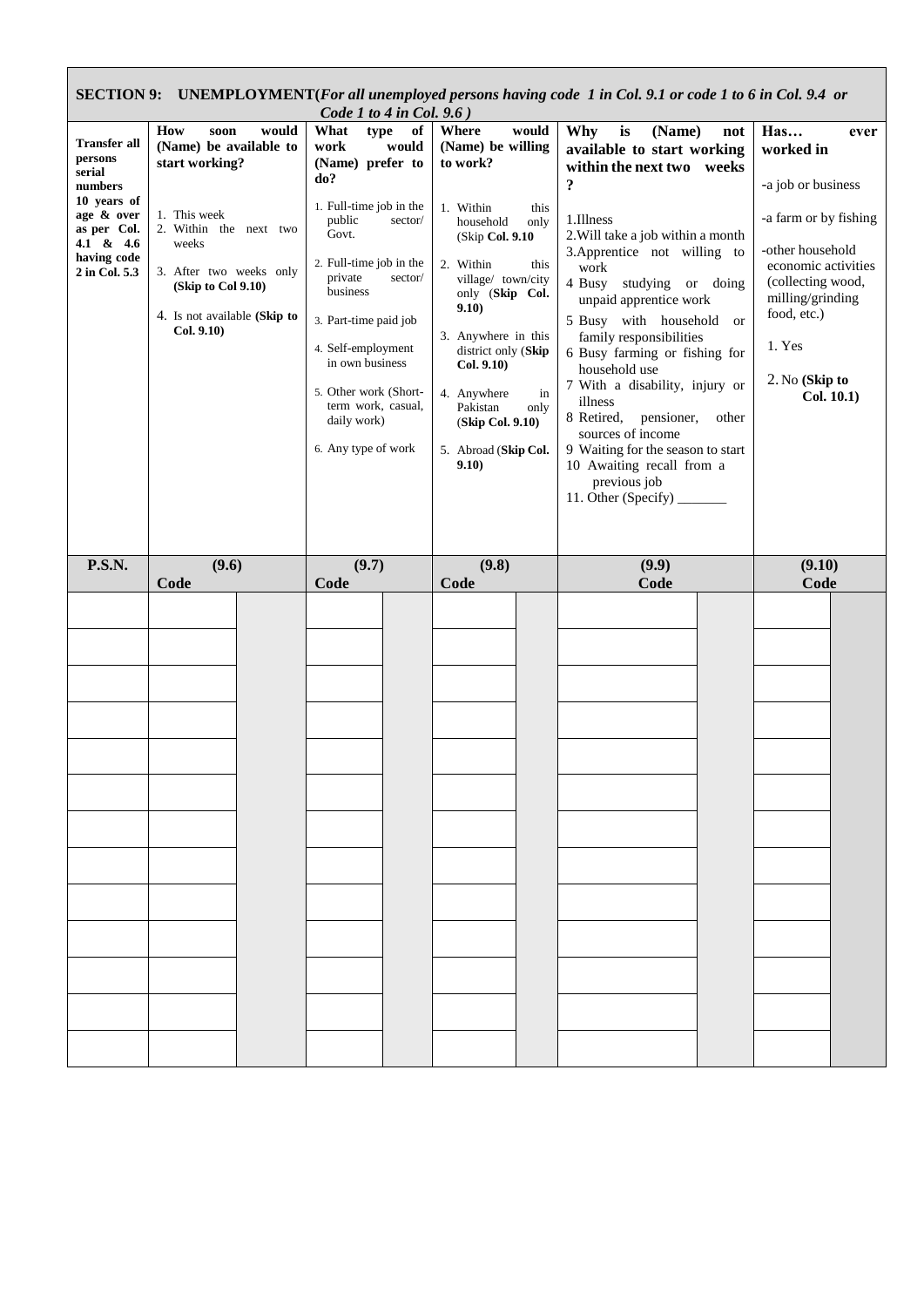## SECTION 9: UNEMPLOYMENT(*For all unemployed persons having code 1 in Col. 9.1 or code 1 to 6 in Col. 9.4 or Code 1 to 4 in Col. 9.6*)

| **Transfer all persons serial numbers 10 years of age & over as per Col. 4.1 & 4.6 having code 2 in Col. 5.3** | **How soon would (Name) be available to start working?**<br><br>1. This week<br>2. Within the next two weeks<br>3. After two weeks only **(Skip to Col 9.10)**<br>4. Is not available **(Skip to Col. 9.10)** | | **What type of work would (Name) prefer to do?**<br><br>1. Full-time job in the public sector/ Govt.<br>2. Full-time job in the private sector/ business<br>3. Part-time paid job<br>4. Self-employment in own business<br>5. Other work (Short-term work, casual, daily work)<br>6. Any type of work | | **Where would (Name) be willing to work?**<br><br>1. Within this household only (Skip **Col. 9.10**<br>2. Within this village/ town/city only (**Skip Col. 9.10**)<br>3. Anywhere in this district only (**Skip Col. 9.10**)<br>4. Anywhere in Pakistan only (**Skip Col. 9.10**)<br>5. Abroad (**Skip Col. 9.10**) | | **Why is (Name) not available to start working within the next two weeks ?**<br><br>1.Illness<br>2.Will take a job within a month<br>3.Apprentice not willing to work<br>4 Busy studying or doing unpaid apprentice work<br>5 Busy with household or family responsibilities<br>6 Busy farming or fishing for household use<br>7 With a disability, injury or illness<br>8 Retired, pensioner, other sources of income<br>9 Waiting for the season to start<br>10 Awaiting recall from a previous job<br>11. Other (Specify) _______ | | **Has… ever worked in**<br><br>-a job or business<br>-a farm or by fishing<br>-other household economic activities (collecting wood, milling/grinding food, etc.)<br><br>1. Yes<br>2. No **(Skip to Col. 10.1)** | |
|---|---|---|---|---|---|---|---|---|---|---|
| **P.S.N.** | **(9.6) Code** | | **(9.7) Code** | | **(9.8) Code** | | **(9.9) Code** | | **(9.10) Code** | |
| | | | | | | | | | | |
| | | | | | | | | | | |
| | | | | | | | | | | |
| | | | | | | | | | | |
| | | | | | | | | | | |
| | | | | | | | | | | |
| | | | | | | | | | | |
| | | | | | | | | | | |
| | | | | | | | | | | |
| | | | | | | | | | | |
| | | | | | | | | | | |
| | | | | | | | | | | |
| | | | | | | | | | | |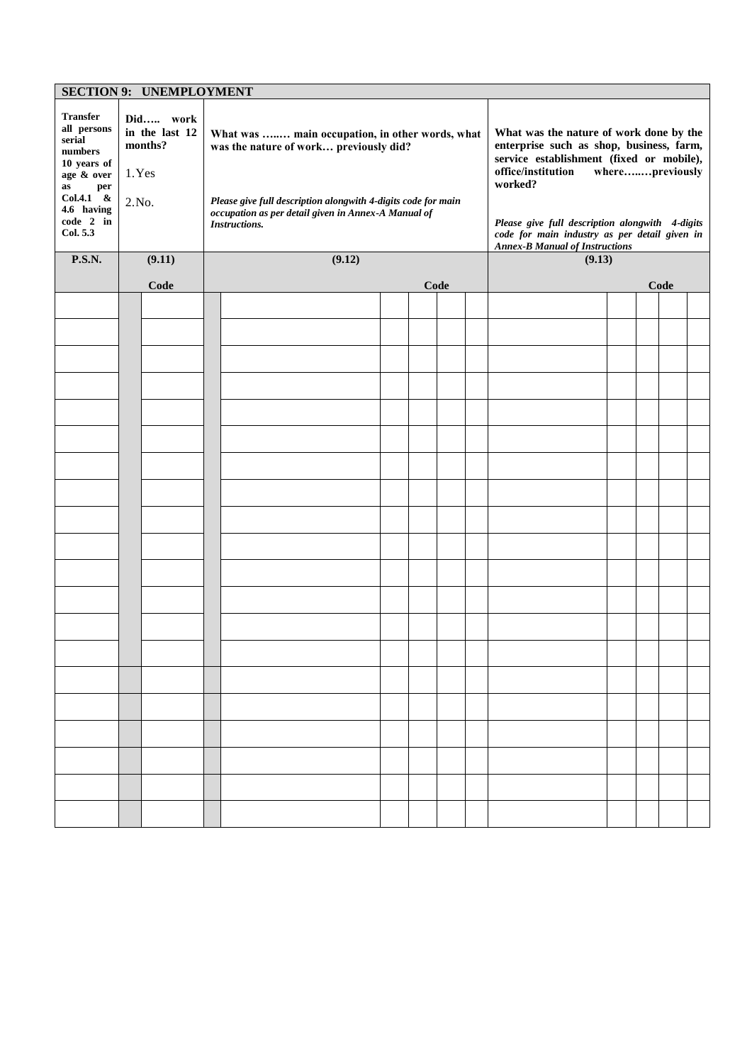## SECTION 9: UNEMPLOYMENT

| Transfer all persons serial numbers 10 years of age & over as per Col.4.1 & 4.6 having code 2 in Col. 5.3 | Did….. work in the last 12 months?<br><br>1. Yes<br><br>2. No. | What was …..… main occupation, in other words, what was the nature of work… previously did?<br><br>*Please give full description alongwith 4-digits code for main occupation as per detail given in Annex-A Manual of Instructions.* | | | | | What was the nature of work done by the enterprise such as shop, business, farm, service establishment (fixed or mobile), office/institution where…..…previously worked?<br><br>*Please give full description alongwith 4-digits code for main industry as per detail given in Annex-B Manual of Instructions* | | | | |
|---|---|---|---|---|---|---|---|---|---|---|---|
| **P.S.N.** | **(9.11)**<br>**Code** | **(9.12)** | **Code** | | | | **(9.13)** | **Code** | | | |
| | | | | | | | | | | | |
| | | | | | | | | | | | |
| | | | | | | | | | | | |
| | | | | | | | | | | | |
| | | | | | | | | | | | |
| | | | | | | | | | | | |
| | | | | | | | | | | | |
| | | | | | | | | | | | |
| | | | | | | | | | | | |
| | | | | | | | | | | | |
| | | | | | | | | | | | |
| | | | | | | | | | | | |
| | | | | | | | | | | | |
| | | | | | | | | | | | |
| | | | | | | | | | | | |
| | | | | | | | | | | | |
| | | | | | | | | | | | |
| | | | | | | | | | | | |
| | | | | | | | | | | | |
| | | | | | | | | | | | |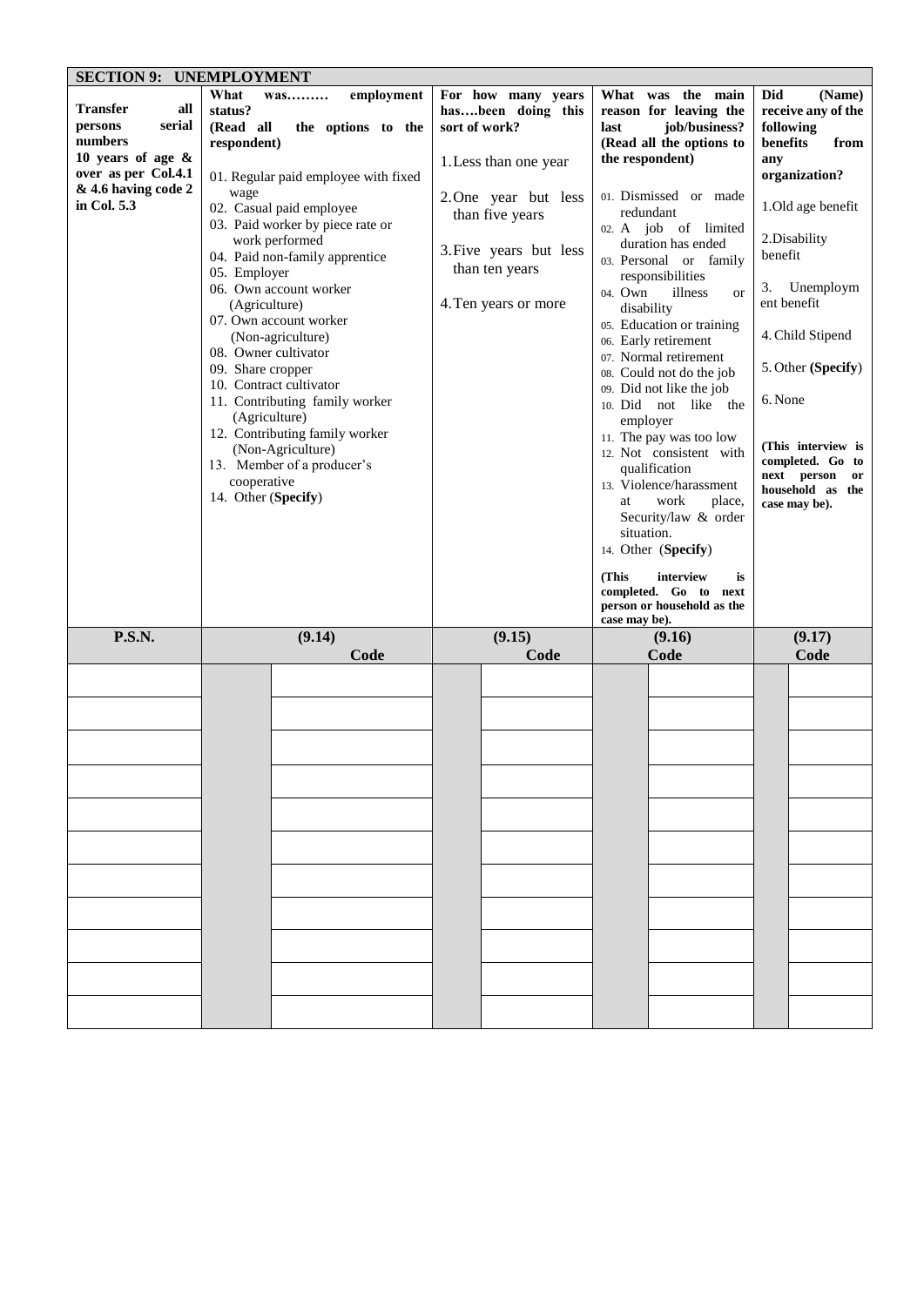| SECTION 9: UNEMPLOYMENT | | | | |
|---|---|---|---|---|
| **Transfer all persons serial numbers 10 years of age & over as per Col.4.1 & 4.6 having code 2 in Col. 5.3** | **What was……… employment status? (Read all the options to the respondent)**<br><br>01. Regular paid employee with fixed wage<br>02. Casual paid employee<br>03. Paid worker by piece rate or work performed<br>04. Paid non-family apprentice<br>05. Employer<br>06. Own account worker (Agriculture)<br>07. Own account worker (Non-agriculture)<br>08. Owner cultivator<br>09. Share cropper<br>10. Contract cultivator<br>11. Contributing family worker (Agriculture)<br>12. Contributing family worker (Non-Agriculture)<br>13. Member of a producer's cooperative<br>14. Other (**Specify**) | **For how many years has….been doing this sort of work?**<br><br>1. Less than one year<br>2. One year but less than five years<br>3. Five years but less than ten years<br>4. Ten years or more | **What was the main reason for leaving the last job/business? (Read all the options to the respondent)**<br><br>01. Dismissed or made redundant<br>02. A job of limited duration has ended<br>03. Personal or family responsibilities<br>04. Own illness or disability<br>05. Education or training<br>06. Early retirement<br>07. Normal retirement<br>08. Could not do the job<br>09. Did not like the job<br>10. Did not like the employer<br>11. The pay was too low<br>12. Not consistent with qualification<br>13. Violence/harassment at work place, Security/law & order situation.<br>14. Other (**Specify**)<br><br>**(This interview is completed. Go to next person or household as the case may be).** | **Did (Name) receive any of the following benefits from any organization?**<br><br>1. Old age benefit<br>2. Disability benefit<br>3. Unemployment benefit<br>4. Child Stipend<br>5. Other **(Specify)**<br>6. None<br><br>**(This interview is completed. Go to next person or household as the case may be).** |
| **P.S.N.** | **(9.14) Code** | **(9.15) Code** | **(9.16) Code** | **(9.17) Code** |
| | | | | |
| | | | | |
| | | | | |
| | | | | |
| | | | | |
| | | | | |
| | | | | |
| | | | | |
| | | | | |
| | | | | |
| | | | | |